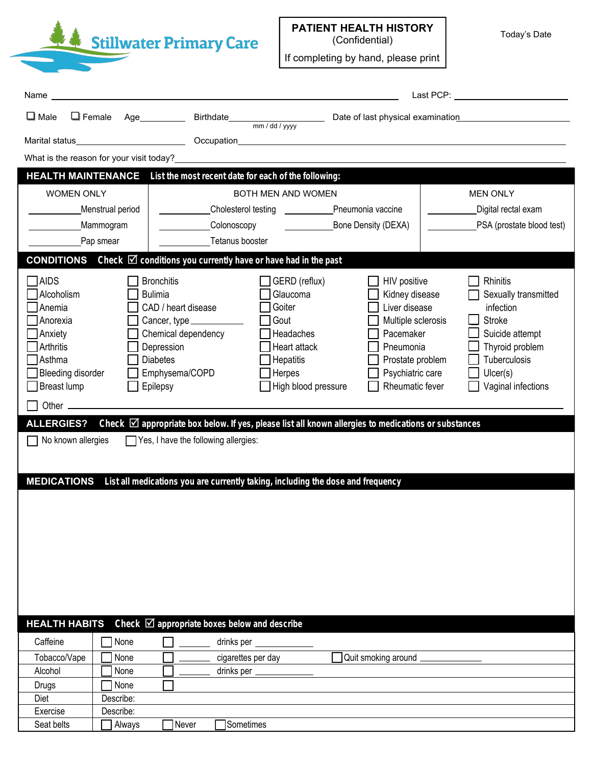**Stillwater Primary Care**

# PATIENT HEALTH HISTORY
(Confidential)

If completing by hand, please print

Today's Date

Name ____________________ Last PCP: ____________

☐ Male ☐ Female Age________ Birthdate__________________ Date of last physical examination____________
mm / dd / yyyy

Marital status______________ Occupation______________________________

What is the reason for your visit today?______________________________

## HEALTH MAINTENANCE List the most recent date for each of the following:

| WOMEN ONLY | BOTH MEN AND WOMEN | | MEN ONLY |
|---|---|---|---|
| ________Menstrual period | ________Cholesterol testing | ________Pneumonia vaccine | ________Digital rectal exam |
| ________Mammogram | ________Colonoscopy | ________Bone Density (DEXA) | ________PSA (prostate blood test) |
| ________Pap smear | ________Tetanus booster | | |

## CONDITIONS Check ☑ conditions you currently have or have had in the past

| | | | | |
|---|---|---|---|---|
| ☐ AIDS | ☐ Bronchitis | ☐ GERD (reflux) | ☐ HIV positive | ☐ Rhinitis |
| ☐ Alcoholism | ☐ Bulimia | ☐ Glaucoma | ☐ Kidney disease | ☐ Sexually transmitted infection |
| ☐ Anemia | ☐ CAD / heart disease | ☐ Goiter | ☐ Liver disease | ☐ Stroke |
| ☐ Anorexia | ☐ Cancer, type ________ | ☐ Gout | ☐ Multiple sclerosis | ☐ Suicide attempt |
| ☐ Anxiety | ☐ Chemical dependency | ☐ Headaches | ☐ Pacemaker | ☐ Thyroid problem |
| ☐ Arthritis | ☐ Depression | ☐ Heart attack | ☐ Pneumonia | ☐ Tuberculosis |
| ☐ Asthma | ☐ Diabetes | ☐ Hepatitis | ☐ Prostate problem | ☐ Ulcer(s) |
| ☐ Bleeding disorder | ☐ Emphysema/COPD | ☐ Herpes | ☐ Psychiatric care | ☐ Vaginal infections |
| ☐ Breast lump | ☐ Epilepsy | ☐ High blood pressure | ☐ Rheumatic fever | |

☐ Other ______________________________

## ALLERGIES? Check ☑ appropriate box below. If yes, please list all known allergies to medications or substances

☐ No known allergies ☐ Yes, I have the following allergies:

## MEDICATIONS List all medications you are currently taking, including the dose and frequency

## HEALTH HABITS Check ☑ appropriate boxes below and describe

| | | | | |
|---|---|---|---|---|
| Caffeine | ☐ None | ☐ ______ | drinks per ________ | |
| Tobacco/Vape | ☐ None | ☐ ______ | cigarettes per day | ☐ Quit smoking around ________ |
| Alcohol | ☐ None | ☐ ______ | drinks per ________ | |
| Drugs | ☐ None | ☐ | | |
| Diet | Describe: | | | |
| Exercise | Describe: | | | |
| Seat belts | ☐ Always | ☐ Never | ☐ Sometimes | |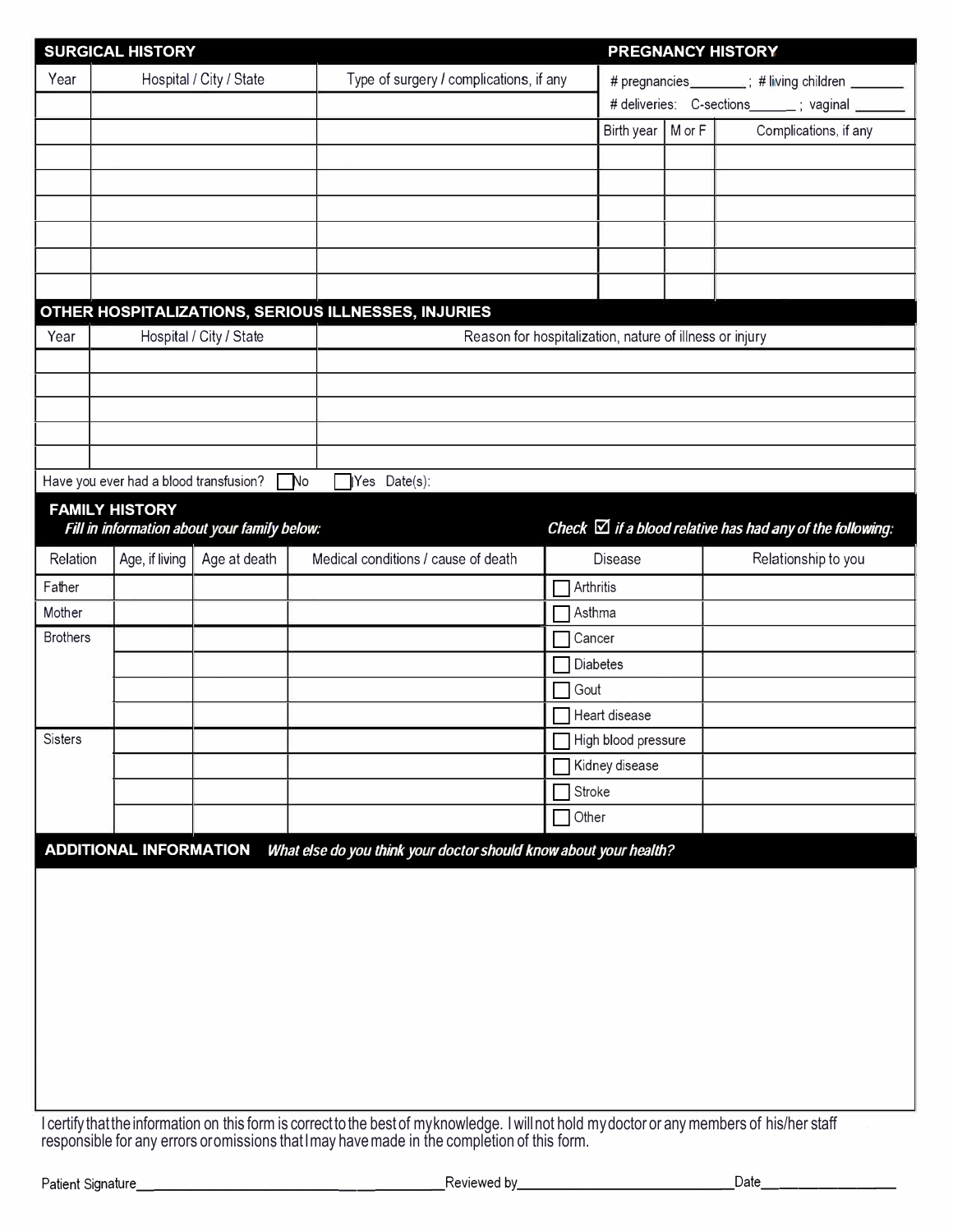## SURGICAL HISTORY

| Year | Hospital / City / State | Type of surgery / complications, if any |
|---|---|---|
| | | |
| | | |
| | | |
| | | |
| | | |
| | | |
| | | |
| | | |

## PREGNANCY HISTORY

# pregnancies_______ ; # living children _______

# deliveries: C-sections______ ; vaginal _______

| Birth year | M or F | Complications, if any |
|---|---|---|
| | | |
| | | |
| | | |
| | | |
| | | |
| | | |
| | | |

## OTHER HOSPITALIZATIONS, SERIOUS ILLNESSES, INJURIES

| Year | Hospital / City / State | Reason for hospitalization, nature of illness or injury |
|---|---|---|
| | | |
| | | |
| | | |
| | | |
| | | |

Have you ever had a blood transfusion? ☐ No ☐ Yes Date(s):

## FAMILY HISTORY

*Fill in information about your family below:*

| Relation | Age, if living | Age at death | Medical conditions / cause of death |
|---|---|---|---|
| Father | | | |
| Mother | | | |
| Brothers | | | |
| | | | |
| | | | |
| | | | |
| Sisters | | | |
| | | | |
| | | | |
| | | | |

*Check ☑ if a blood relative has had any of the following:*

| Disease | Relationship to you |
|---|---|
| ☐ Arthritis | |
| ☐ Asthma | |
| ☐ Cancer | |
| ☐ Diabetes | |
| ☐ Gout | |
| ☐ Heart disease | |
| ☐ High blood pressure | |
| ☐ Kidney disease | |
| ☐ Stroke | |
| ☐ Other | |

## ADDITIONAL INFORMATION *What else do you think your doctor should know about your health?*

I certify that the information on this form is correct to the best of my knowledge. I will not hold my doctor or any members of his/her staff responsible for any errors or omissions that I may have made in the completion of this form.

Patient Signature_______________________ Reviewed by_______________________ Date_______________